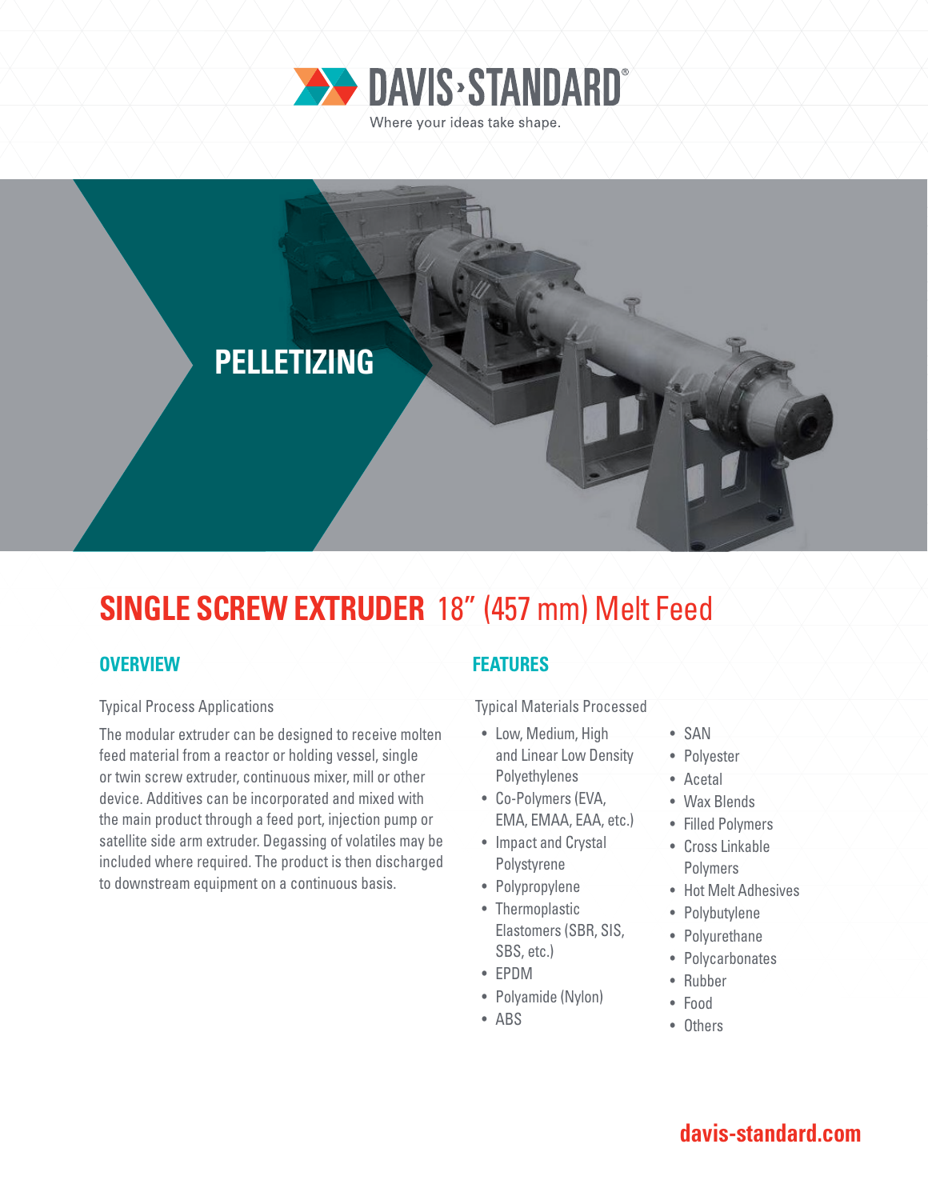DAVIS-STANDARD®

Where your ideas take shape.

PELLETIZING

# SINGLE SCREW EXTRUDER 18" (457 mm) Melt Feed

## OVERVIEW

Typical Process Applications

The modular extruder can be designed to receive molten feed material from a reactor or holding vessel, single or twin screw extruder, continuous mixer, mill or other device. Additives can be incorporated and mixed with the main product through a feed port, injection pump or satellite side arm extruder. Degassing of volatiles may be included where required. The product is then discharged to downstream equipment on a continuous basis.

## FEATURES

Typical Materials Processed

- Low, Medium, High and Linear Low Density Polyethylenes
- Co-Polymers (EVA, EMA, EMAA, EAA, etc.)
- Impact and Crystal Polystyrene
- Polypropylene
- Thermoplastic Elastomers (SBR, SIS, SBS, etc.)
- EPDM
- Polyamide (Nylon)
- ABS
- SAN
- Polyester
- Acetal
- Wax Blends
- Filled Polymers
- Cross Linkable Polymers
- Hot Melt Adhesives
- Polybutylene
- Polyurethane
- Polycarbonates
- Rubber
- Food
- Others

davis-standard.com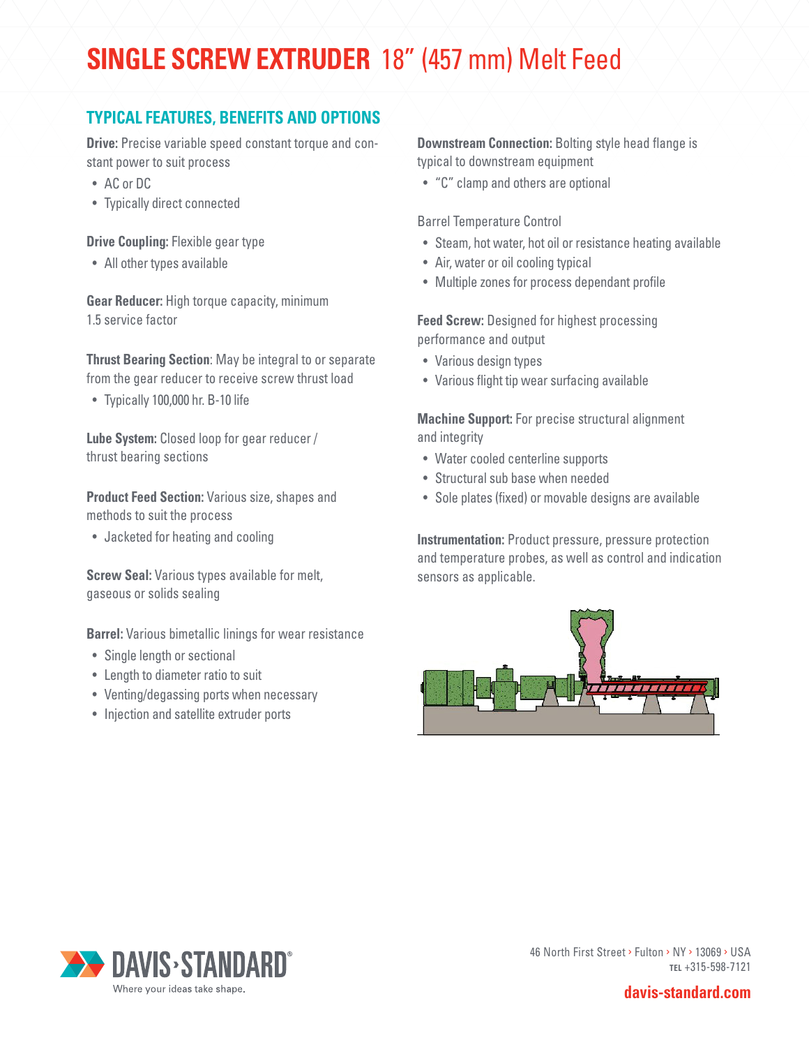# SINGLE SCREW EXTRUDER 18” (457 mm) Melt Feed

## TYPICAL FEATURES, BENEFITS AND OPTIONS

**Drive:** Precise variable speed constant torque and constant power to suit process

- AC or DC
- Typically direct connected

**Drive Coupling:** Flexible gear type

- All other types available

**Gear Reducer:** High torque capacity, minimum 1.5 service factor

**Thrust Bearing Section**: May be integral to or separate from the gear reducer to receive screw thrust load

- Typically 100,000 hr. B-10 life

**Lube System:** Closed loop for gear reducer / thrust bearing sections

**Product Feed Section:** Various size, shapes and methods to suit the process

- Jacketed for heating and cooling

**Screw Seal:** Various types available for melt, gaseous or solids sealing

**Barrel:** Various bimetallic linings for wear resistance

- Single length or sectional
- Length to diameter ratio to suit
- Venting/degassing ports when necessary
- Injection and satellite extruder ports

**Downstream Connection:** Bolting style head flange is typical to downstream equipment

- “C” clamp and others are optional

Barrel Temperature Control

- Steam, hot water, hot oil or resistance heating available
- Air, water or oil cooling typical
- Multiple zones for process dependant profile

**Feed Screw:** Designed for highest processing performance and output

- Various design types
- Various flight tip wear surfacing available

**Machine Support:** For precise structural alignment and integrity

- Water cooled centerline supports
- Structural sub base when needed
- Sole plates (fixed) or movable designs are available

**Instrumentation:** Product pressure, pressure protection and temperature probes, as well as control and indication sensors as applicable.

DAVIS-STANDARD®
Where your ideas take shape.

46 North First Street › Fulton › NY › 13069 › USA
TEL +315-598-7121

davis-standard.com